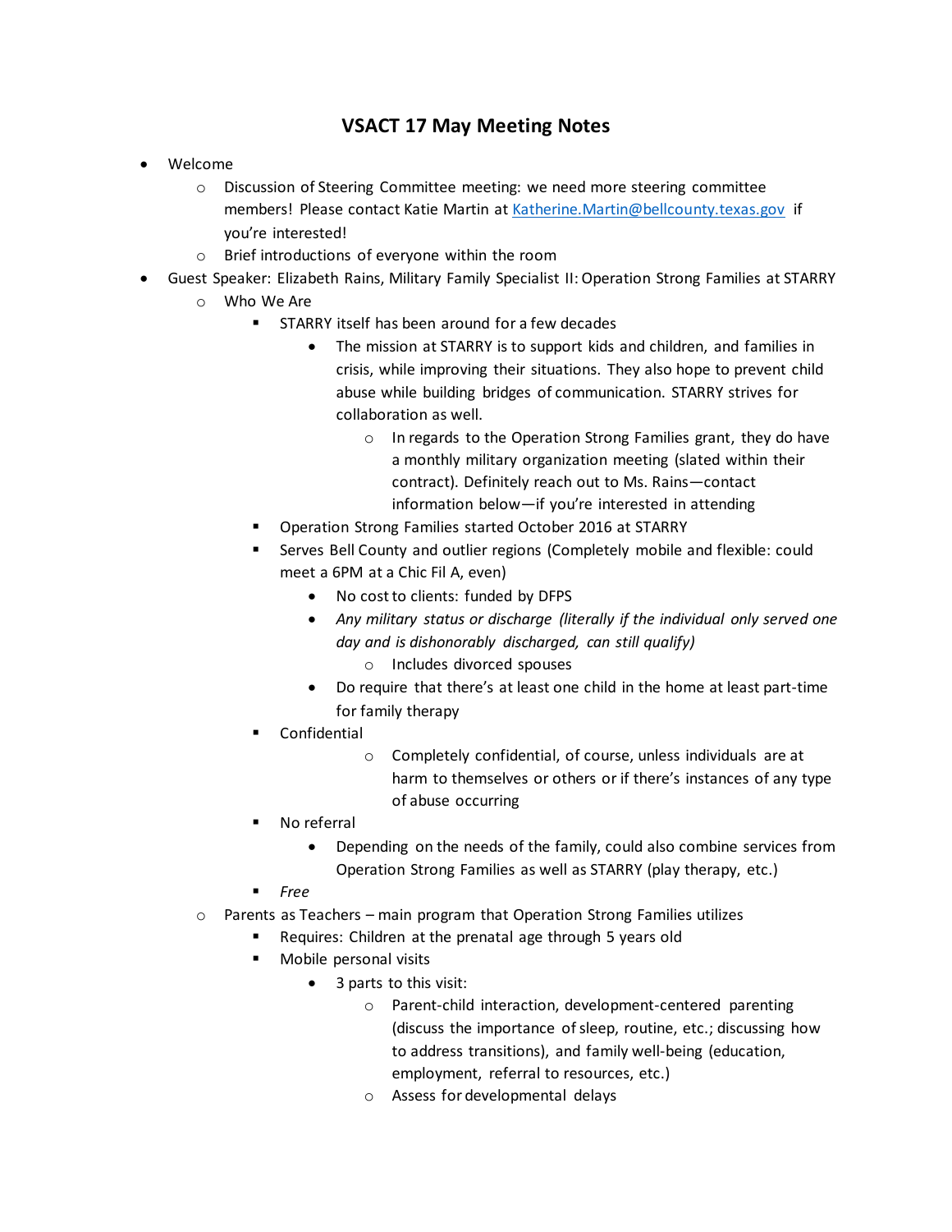# VSACT 17 May Meeting Notes

- Welcome
    - Discussion of Steering Committee meeting: we need more steering committee members! Please contact Katie Martin at [Katherine.Martin@bellcounty.texas.gov](mailto:Katherine.Martin@bellcounty.texas.gov) if you're interested!
    - Brief introductions of everyone within the room
- Guest Speaker: Elizabeth Rains, Military Family Specialist II: Operation Strong Families at STARRY
    - Who We Are
        - STARRY itself has been around for a few decades
            - The mission at STARRY is to support kids and children, and families in crisis, while improving their situations. They also hope to prevent child abuse while building bridges of communication. STARRY strives for collaboration as well.
                - In regards to the Operation Strong Families grant, they do have a monthly military organization meeting (slated within their contract). Definitely reach out to Ms. Rains—contact information below—if you're interested in attending
        - Operation Strong Families started October 2016 at STARRY
        - Serves Bell County and outlier regions (Completely mobile and flexible: could meet a 6PM at a Chic Fil A, even)
            - No cost to clients: funded by DFPS
            - *Any military status or discharge (literally if the individual only served one day and is dishonorably discharged, can still qualify)*
                - Includes divorced spouses
            - Do require that there's at least one child in the home at least part-time for family therapy
        - Confidential
            - Completely confidential, of course, unless individuals are at harm to themselves or others or if there's instances of any type of abuse occurring
        - No referral
            - Depending on the needs of the family, could also combine services from Operation Strong Families as well as STARRY (play therapy, etc.)
        - *Free*
    - Parents as Teachers – main program that Operation Strong Families utilizes
        - Requires: Children at the prenatal age through 5 years old
        - Mobile personal visits
            - 3 parts to this visit:
                - Parent-child interaction, development-centered parenting (discuss the importance of sleep, routine, etc.; discussing how to address transitions), and family well-being (education, employment, referral to resources, etc.)
                - Assess for developmental delays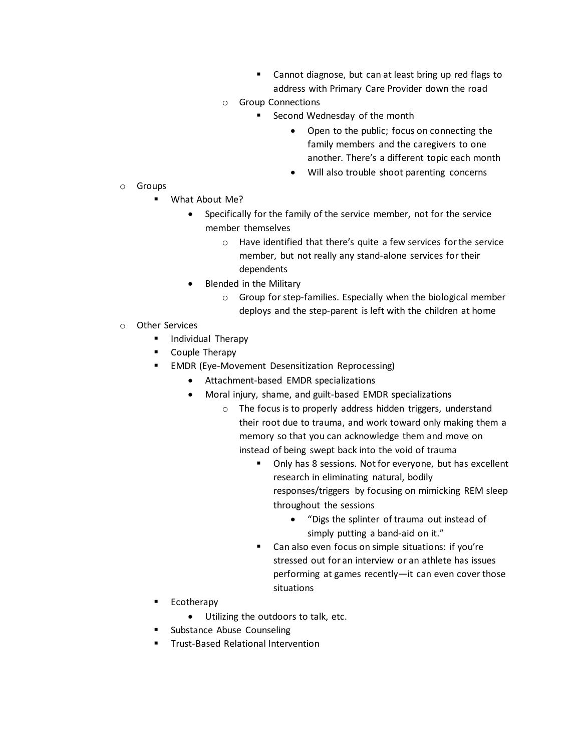- Cannot diagnose, but can at least bring up red flags to address with Primary Care Provider down the road
    - Group Connections
        - Second Wednesday of the month
            - Open to the public; focus on connecting the family members and the caregivers to one another. There's a different topic each month
            - Will also trouble shoot parenting concerns
- Groups
    - What About Me?
        - Specifically for the family of the service member, not for the service member themselves
            - Have identified that there's quite a few services for the service member, but not really any stand-alone services for their dependents
        - Blended in the Military
            - Group for step-families. Especially when the biological member deploys and the step-parent is left with the children at home
- Other Services
    - Individual Therapy
    - Couple Therapy
    - EMDR (Eye-Movement Desensitization Reprocessing)
        - Attachment-based EMDR specializations
        - Moral injury, shame, and guilt-based EMDR specializations
            - The focus is to properly address hidden triggers, understand their root due to trauma, and work toward only making them a memory so that you can acknowledge them and move on instead of being swept back into the void of trauma
                - Only has 8 sessions. Not for everyone, but has excellent research in eliminating natural, bodily responses/triggers by focusing on mimicking REM sleep throughout the sessions
                    - "Digs the splinter of trauma out instead of simply putting a band-aid on it."
                - Can also even focus on simple situations: if you're stressed out for an interview or an athlete has issues performing at games recently—it can even cover those situations
    - Ecotherapy
        - Utilizing the outdoors to talk, etc.
    - Substance Abuse Counseling
    - Trust-Based Relational Intervention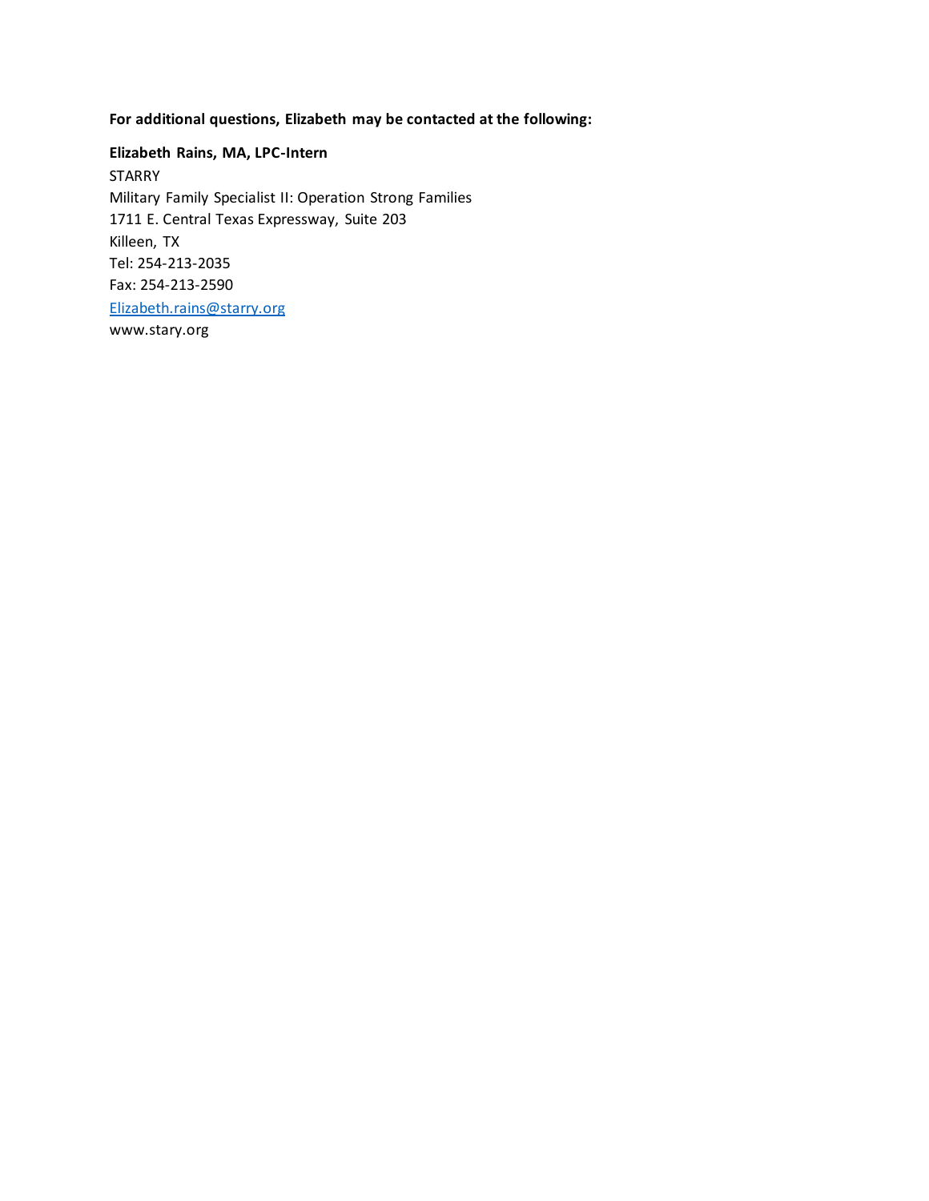**For additional questions, Elizabeth may be contacted at the following:**

**Elizabeth Rains, MA, LPC-Intern**  
STARRY  
Military Family Specialist II: Operation Strong Families  
1711 E. Central Texas Expressway, Suite 203  
Killeen, TX  
Tel: 254-213-2035  
Fax: 254-213-2590  
Elizabeth.rains@starry.org  
www.stary.org